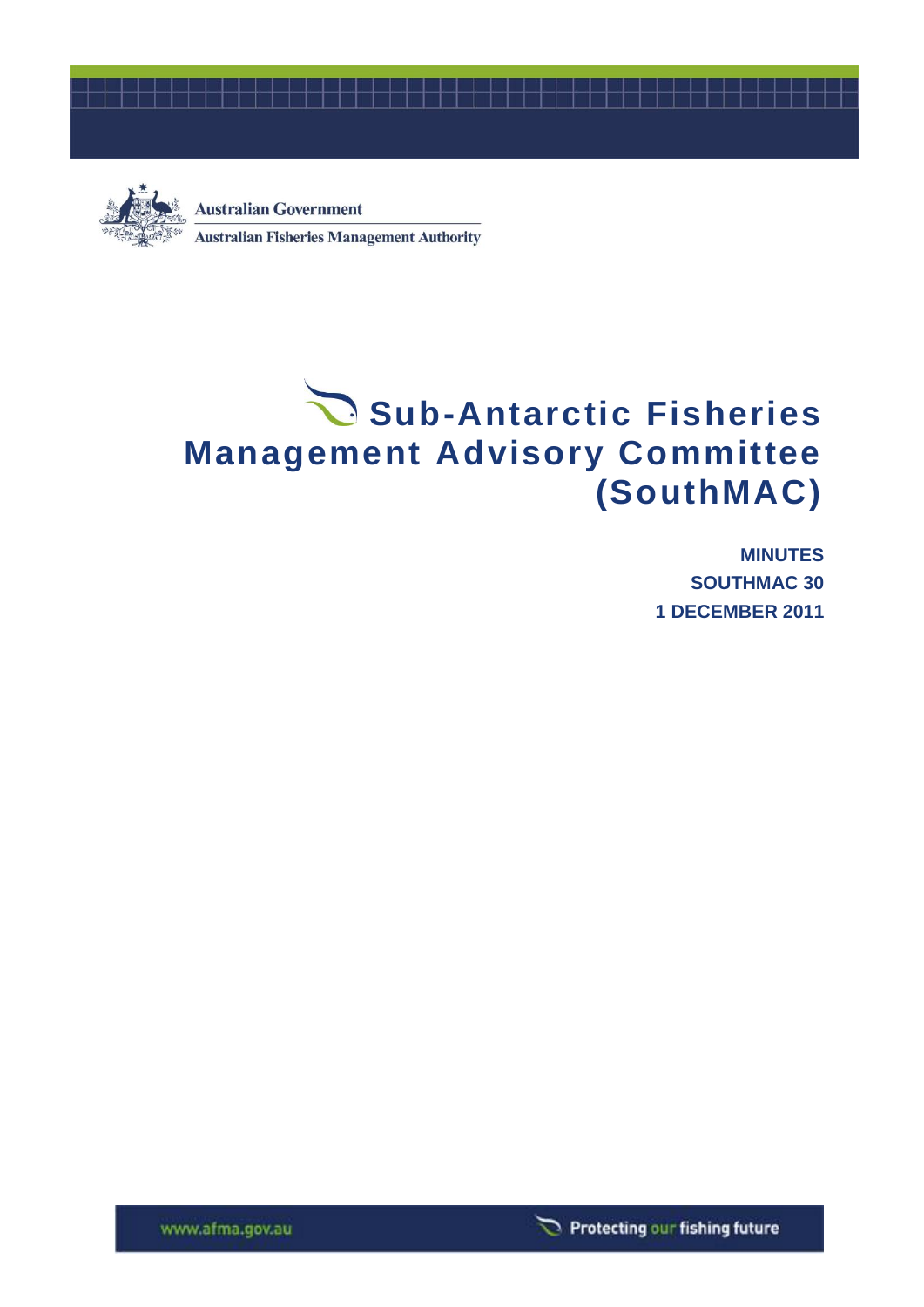Australian Government

Australian Fisheries Management Authority

# Sub-Antarctic Fisheries Management Advisory Committee (SouthMAC)

**MINUTES**

**SOUTHMAC 30**

**1 DECEMBER 2011**

www.afma.gov.au

Protecting our fishing future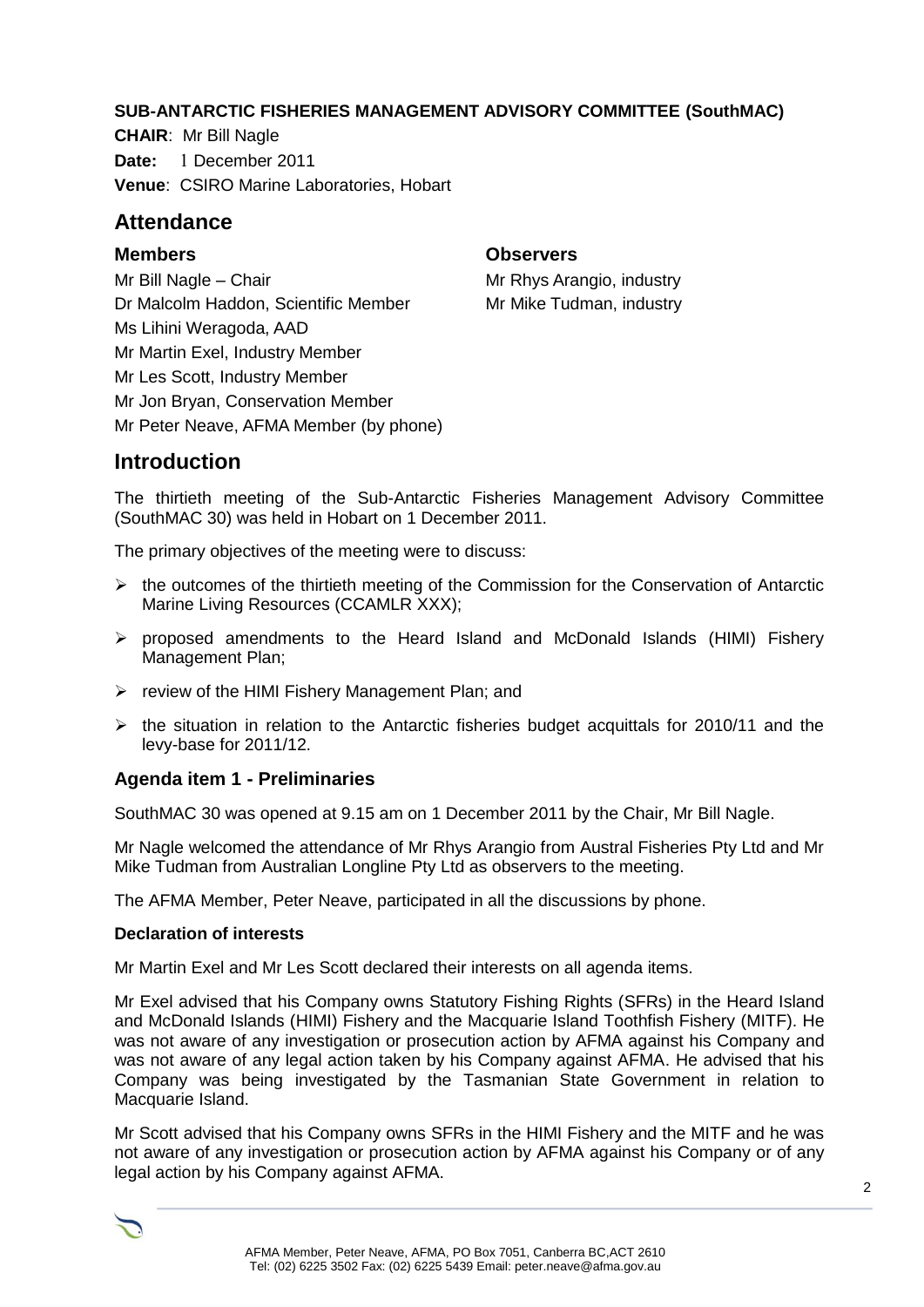**SUB-ANTARCTIC FISHERIES MANAGEMENT ADVISORY COMMITTEE (SouthMAC)**

**CHAIR**: Mr Bill Nagle

**Date:** 1 December 2011

**Venue**: CSIRO Marine Laboratories, Hobart

## Attendance

### Members

Mr Bill Nagle – Chair
Dr Malcolm Haddon, Scientific Member
Ms Lihini Weragoda, AAD
Mr Martin Exel, Industry Member
Mr Les Scott, Industry Member
Mr Jon Bryan, Conservation Member
Mr Peter Neave, AFMA Member (by phone)

### Observers

Mr Rhys Arangio, industry
Mr Mike Tudman, industry

## Introduction

The thirtieth meeting of the Sub-Antarctic Fisheries Management Advisory Committee (SouthMAC 30) was held in Hobart on 1 December 2011.

The primary objectives of the meeting were to discuss:

- the outcomes of the thirtieth meeting of the Commission for the Conservation of Antarctic Marine Living Resources (CCAMLR XXX);
- proposed amendments to the Heard Island and McDonald Islands (HIMI) Fishery Management Plan;
- review of the HIMI Fishery Management Plan; and
- the situation in relation to the Antarctic fisheries budget acquittals for 2010/11 and the levy-base for 2011/12.

### Agenda item 1 - Preliminaries

SouthMAC 30 was opened at 9.15 am on 1 December 2011 by the Chair, Mr Bill Nagle.

Mr Nagle welcomed the attendance of Mr Rhys Arangio from Austral Fisheries Pty Ltd and Mr Mike Tudman from Australian Longline Pty Ltd as observers to the meeting.

The AFMA Member, Peter Neave, participated in all the discussions by phone.

#### Declaration of interests

Mr Martin Exel and Mr Les Scott declared their interests on all agenda items.

Mr Exel advised that his Company owns Statutory Fishing Rights (SFRs) in the Heard Island and McDonald Islands (HIMI) Fishery and the Macquarie Island Toothfish Fishery (MITF). He was not aware of any investigation or prosecution action by AFMA against his Company and was not aware of any legal action taken by his Company against AFMA. He advised that his Company was being investigated by the Tasmanian State Government in relation to Macquarie Island.

Mr Scott advised that his Company owns SFRs in the HIMI Fishery and the MITF and he was not aware of any investigation or prosecution action by AFMA against his Company or of any legal action by his Company against AFMA.

AFMA Member, Peter Neave, AFMA, PO Box 7051, Canberra BC,ACT 2610
Tel: (02) 6225 3502 Fax: (02) 6225 5439 Email: peter.neave@afma.gov.au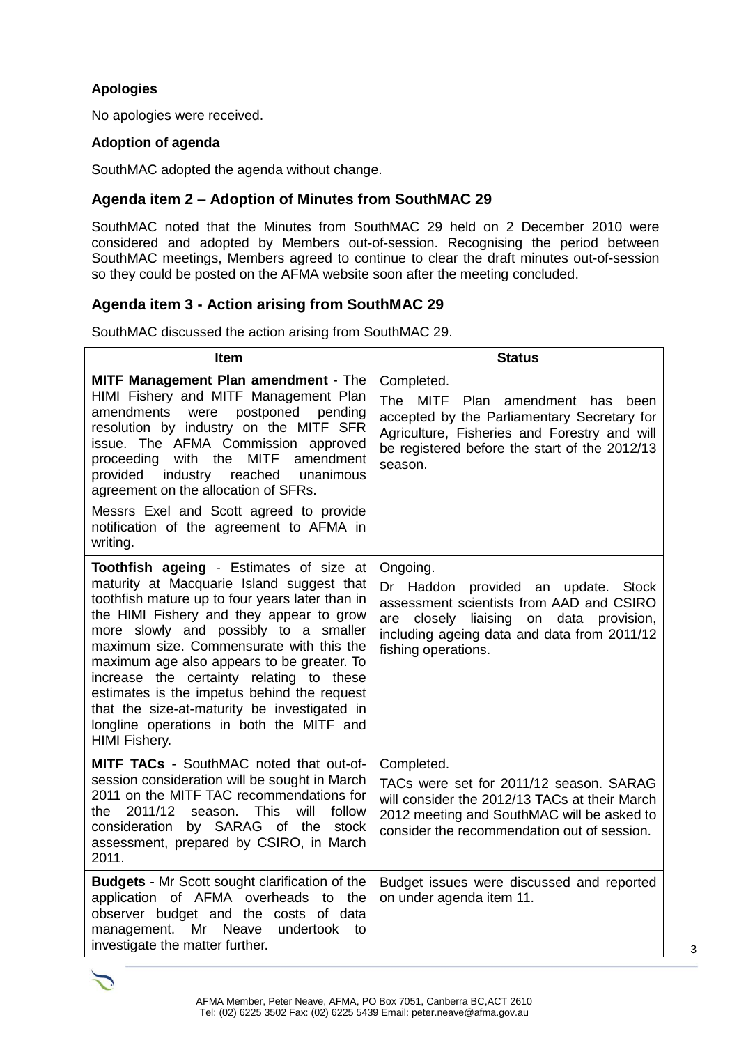**Apologies**

No apologies were received.

**Adoption of agenda**

SouthMAC adopted the agenda without change.

## Agenda item 2 – Adoption of Minutes from SouthMAC 29

SouthMAC noted that the Minutes from SouthMAC 29 held on 2 December 2010 were considered and adopted by Members out-of-session. Recognising the period between SouthMAC meetings, Members agreed to continue to clear the draft minutes out-of-session so they could be posted on the AFMA website soon after the meeting concluded.

## Agenda item 3 - Action arising from SouthMAC 29

SouthMAC discussed the action arising from SouthMAC 29.

| Item | Status |
|---|---|
| **MITF Management Plan amendment** - The HIMI Fishery and MITF Management Plan amendments were postponed pending resolution by industry on the MITF SFR issue. The AFMA Commission approved proceeding with the MITF amendment provided industry reached unanimous agreement on the allocation of SFRs.<br><br>Messrs Exel and Scott agreed to provide notification of the agreement to AFMA in writing. | Completed.<br><br>The MITF Plan amendment has been accepted by the Parliamentary Secretary for Agriculture, Fisheries and Forestry and will be registered before the start of the 2012/13 season. |
| **Toothfish ageing** - Estimates of size at maturity at Macquarie Island suggest that toothfish mature up to four years later than in the HIMI Fishery and they appear to grow more slowly and possibly to a smaller maximum size. Commensurate with this the maximum age also appears to be greater. To increase the certainty relating to these estimates is the impetus behind the request that the size-at-maturity be investigated in longline operations in both the MITF and HIMI Fishery. | Ongoing.<br><br>Dr Haddon provided an update. Stock assessment scientists from AAD and CSIRO are closely liaising on data provision, including ageing data and data from 2011/12 fishing operations. |
| **MITF TACs** - SouthMAC noted that out-of-session consideration will be sought in March 2011 on the MITF TAC recommendations for the 2011/12 season. This will follow consideration by SARAG of the stock assessment, prepared by CSIRO, in March 2011. | Completed.<br><br>TACs were set for 2011/12 season. SARAG will consider the 2012/13 TACs at their March 2012 meeting and SouthMAC will be asked to consider the recommendation out of session. |
| **Budgets** - Mr Scott sought clarification of the application of AFMA overheads to the observer budget and the costs of data management. Mr Neave undertook to investigate the matter further. | Budget issues were discussed and reported on under agenda item 11. |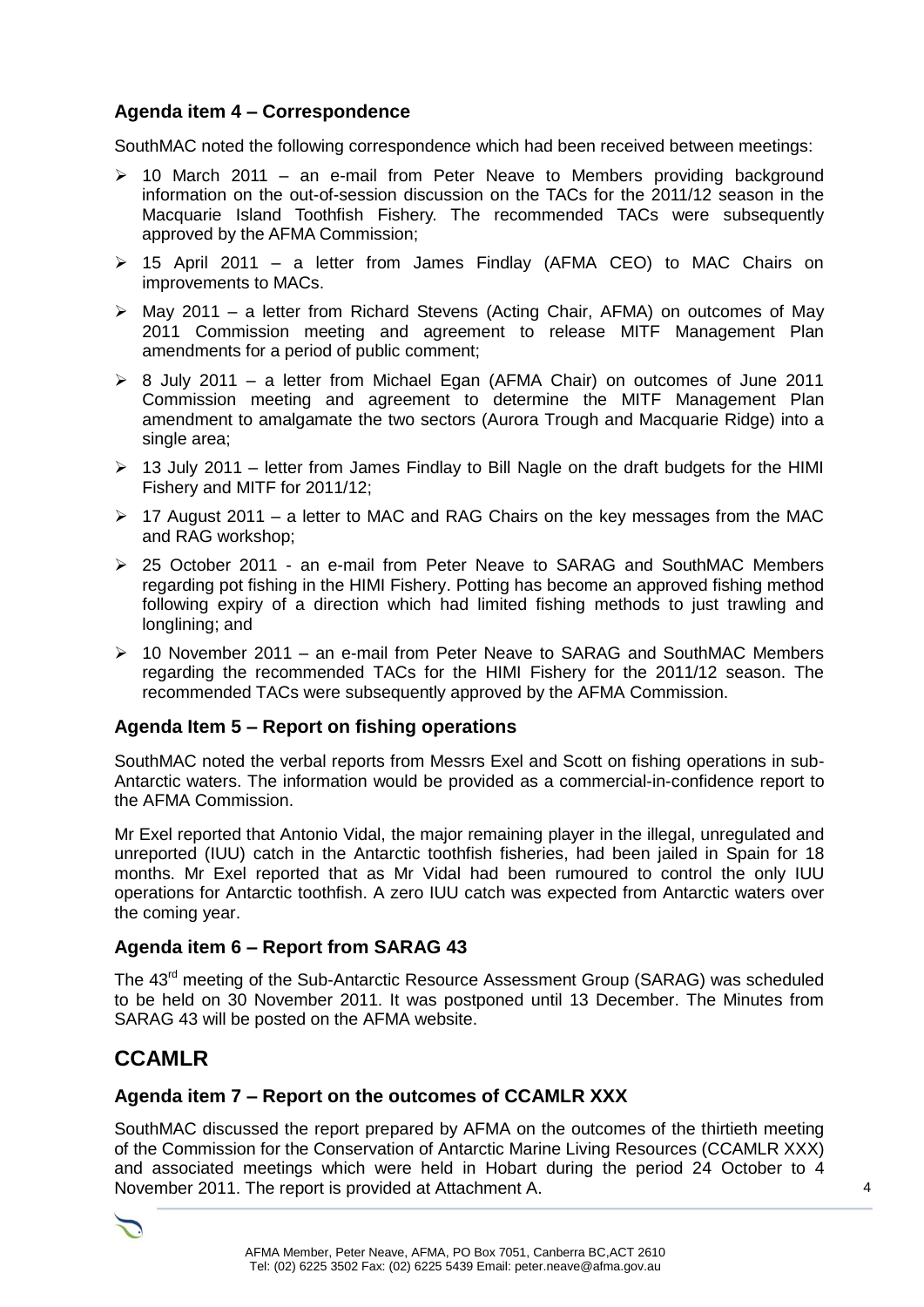### Agenda item 4 – Correspondence

SouthMAC noted the following correspondence which had been received between meetings:

- 10 March 2011 – an e-mail from Peter Neave to Members providing background information on the out-of-session discussion on the TACs for the 2011/12 season in the Macquarie Island Toothfish Fishery. The recommended TACs were subsequently approved by the AFMA Commission;
- 15 April 2011 – a letter from James Findlay (AFMA CEO) to MAC Chairs on improvements to MACs.
- May 2011 – a letter from Richard Stevens (Acting Chair, AFMA) on outcomes of May 2011 Commission meeting and agreement to release MITF Management Plan amendments for a period of public comment;
- 8 July 2011 – a letter from Michael Egan (AFMA Chair) on outcomes of June 2011 Commission meeting and agreement to determine the MITF Management Plan amendment to amalgamate the two sectors (Aurora Trough and Macquarie Ridge) into a single area;
- 13 July 2011 – letter from James Findlay to Bill Nagle on the draft budgets for the HIMI Fishery and MITF for 2011/12;
- 17 August 2011 – a letter to MAC and RAG Chairs on the key messages from the MAC and RAG workshop;
- 25 October 2011 - an e-mail from Peter Neave to SARAG and SouthMAC Members regarding pot fishing in the HIMI Fishery. Potting has become an approved fishing method following expiry of a direction which had limited fishing methods to just trawling and longlining; and
- 10 November 2011 – an e-mail from Peter Neave to SARAG and SouthMAC Members regarding the recommended TACs for the HIMI Fishery for the 2011/12 season. The recommended TACs were subsequently approved by the AFMA Commission.

### Agenda Item 5 – Report on fishing operations

SouthMAC noted the verbal reports from Messrs Exel and Scott on fishing operations in sub-Antarctic waters. The information would be provided as a commercial-in-confidence report to the AFMA Commission.

Mr Exel reported that Antonio Vidal, the major remaining player in the illegal, unregulated and unreported (IUU) catch in the Antarctic toothfish fisheries, had been jailed in Spain for 18 months. Mr Exel reported that as Mr Vidal had been rumoured to control the only IUU operations for Antarctic toothfish. A zero IUU catch was expected from Antarctic waters over the coming year.

### Agenda item 6 – Report from SARAG 43

The 43rd meeting of the Sub-Antarctic Resource Assessment Group (SARAG) was scheduled to be held on 30 November 2011. It was postponed until 13 December. The Minutes from SARAG 43 will be posted on the AFMA website.

## CCAMLR

### Agenda item 7 – Report on the outcomes of CCAMLR XXX

SouthMAC discussed the report prepared by AFMA on the outcomes of the thirtieth meeting of the Commission for the Conservation of Antarctic Marine Living Resources (CCAMLR XXX) and associated meetings which were held in Hobart during the period 24 October to 4 November 2011. The report is provided at Attachment A.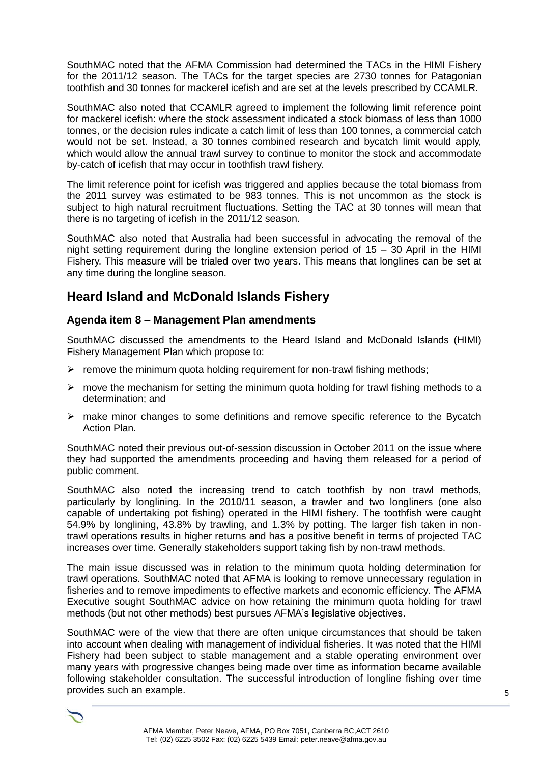SouthMAC noted that the AFMA Commission had determined the TACs in the HIMI Fishery for the 2011/12 season. The TACs for the target species are 2730 tonnes for Patagonian toothfish and 30 tonnes for mackerel icefish and are set at the levels prescribed by CCAMLR.

SouthMAC also noted that CCAMLR agreed to implement the following limit reference point for mackerel icefish: where the stock assessment indicated a stock biomass of less than 1000 tonnes, or the decision rules indicate a catch limit of less than 100 tonnes, a commercial catch would not be set. Instead, a 30 tonnes combined research and bycatch limit would apply, which would allow the annual trawl survey to continue to monitor the stock and accommodate by-catch of icefish that may occur in toothfish trawl fishery.

The limit reference point for icefish was triggered and applies because the total biomass from the 2011 survey was estimated to be 983 tonnes. This is not uncommon as the stock is subject to high natural recruitment fluctuations. Setting the TAC at 30 tonnes will mean that there is no targeting of icefish in the 2011/12 season.

SouthMAC also noted that Australia had been successful in advocating the removal of the night setting requirement during the longline extension period of 15 – 30 April in the HIMI Fishery. This measure will be trialed over two years. This means that longlines can be set at any time during the longline season.

## Heard Island and McDonald Islands Fishery

### Agenda item 8 – Management Plan amendments

SouthMAC discussed the amendments to the Heard Island and McDonald Islands (HIMI) Fishery Management Plan which propose to:

- remove the minimum quota holding requirement for non-trawl fishing methods;
- move the mechanism for setting the minimum quota holding for trawl fishing methods to a determination; and
- make minor changes to some definitions and remove specific reference to the Bycatch Action Plan.

SouthMAC noted their previous out-of-session discussion in October 2011 on the issue where they had supported the amendments proceeding and having them released for a period of public comment.

SouthMAC also noted the increasing trend to catch toothfish by non trawl methods, particularly by longlining. In the 2010/11 season, a trawler and two longliners (one also capable of undertaking pot fishing) operated in the HIMI fishery. The toothfish were caught 54.9% by longlining, 43.8% by trawling, and 1.3% by potting. The larger fish taken in non-trawl operations results in higher returns and has a positive benefit in terms of projected TAC increases over time. Generally stakeholders support taking fish by non-trawl methods.

The main issue discussed was in relation to the minimum quota holding determination for trawl operations. SouthMAC noted that AFMA is looking to remove unnecessary regulation in fisheries and to remove impediments to effective markets and economic efficiency. The AFMA Executive sought SouthMAC advice on how retaining the minimum quota holding for trawl methods (but not other methods) best pursues AFMA's legislative objectives.

SouthMAC were of the view that there are often unique circumstances that should be taken into account when dealing with management of individual fisheries. It was noted that the HIMI Fishery had been subject to stable management and a stable operating environment over many years with progressive changes being made over time as information became available following stakeholder consultation. The successful introduction of longline fishing over time provides such an example.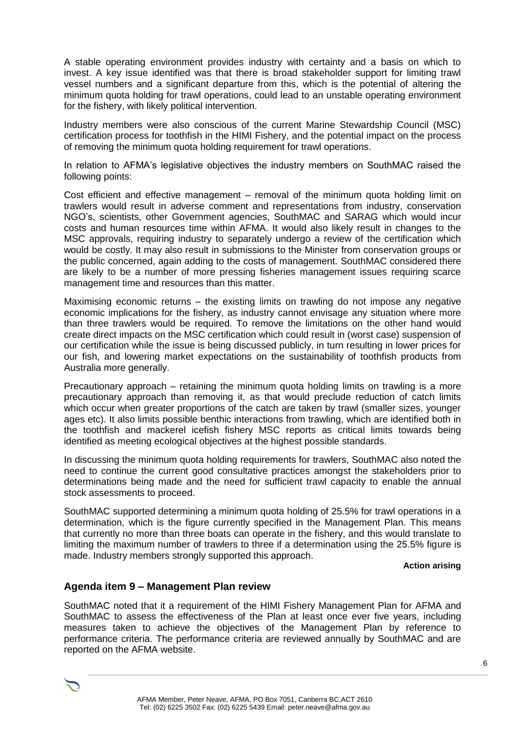A stable operating environment provides industry with certainty and a basis on which to invest. A key issue identified was that there is broad stakeholder support for limiting trawl vessel numbers and a significant departure from this, which is the potential of altering the minimum quota holding for trawl operations, could lead to an unstable operating environment for the fishery, with likely political intervention.

Industry members were also conscious of the current Marine Stewardship Council (MSC) certification process for toothfish in the HIMI Fishery, and the potential impact on the process of removing the minimum quota holding requirement for trawl operations.

In relation to AFMA's legislative objectives the industry members on SouthMAC raised the following points:

Cost efficient and effective management – removal of the minimum quota holding limit on trawlers would result in adverse comment and representations from industry, conservation NGO's, scientists, other Government agencies, SouthMAC and SARAG which would incur costs and human resources time within AFMA. It would also likely result in changes to the MSC approvals, requiring industry to separately undergo a review of the certification which would be costly. It may also result in submissions to the Minister from conservation groups or the public concerned, again adding to the costs of management. SouthMAC considered there are likely to be a number of more pressing fisheries management issues requiring scarce management time and resources than this matter.

Maximising economic returns – the existing limits on trawling do not impose any negative economic implications for the fishery, as industry cannot envisage any situation where more than three trawlers would be required. To remove the limitations on the other hand would create direct impacts on the MSC certification which could result in (worst case) suspension of our certification while the issue is being discussed publicly, in turn resulting in lower prices for our fish, and lowering market expectations on the sustainability of toothfish products from Australia more generally.

Precautionary approach – retaining the minimum quota holding limits on trawling is a more precautionary approach than removing it, as that would preclude reduction of catch limits which occur when greater proportions of the catch are taken by trawl (smaller sizes, younger ages etc). It also limits possible benthic interactions from trawling, which are identified both in the toothfish and mackerel icefish fishery MSC reports as critical limits towards being identified as meeting ecological objectives at the highest possible standards.

In discussing the minimum quota holding requirements for trawlers, SouthMAC also noted the need to continue the current good consultative practices amongst the stakeholders prior to determinations being made and the need for sufficient trawl capacity to enable the annual stock assessments to proceed.

SouthMAC supported determining a minimum quota holding of 25.5% for trawl operations in a determination, which is the figure currently specified in the Management Plan. This means that currently no more than three boats can operate in the fishery, and this would translate to limiting the maximum number of trawlers to three if a determination using the 25.5% figure is made. Industry members strongly supported this approach.

**Action arising**

## Agenda item 9 – Management Plan review

SouthMAC noted that it a requirement of the HIMI Fishery Management Plan for AFMA and SouthMAC to assess the effectiveness of the Plan at least once ever five years, including measures taken to achieve the objectives of the Management Plan by reference to performance criteria. The performance criteria are reviewed annually by SouthMAC and are reported on the AFMA website.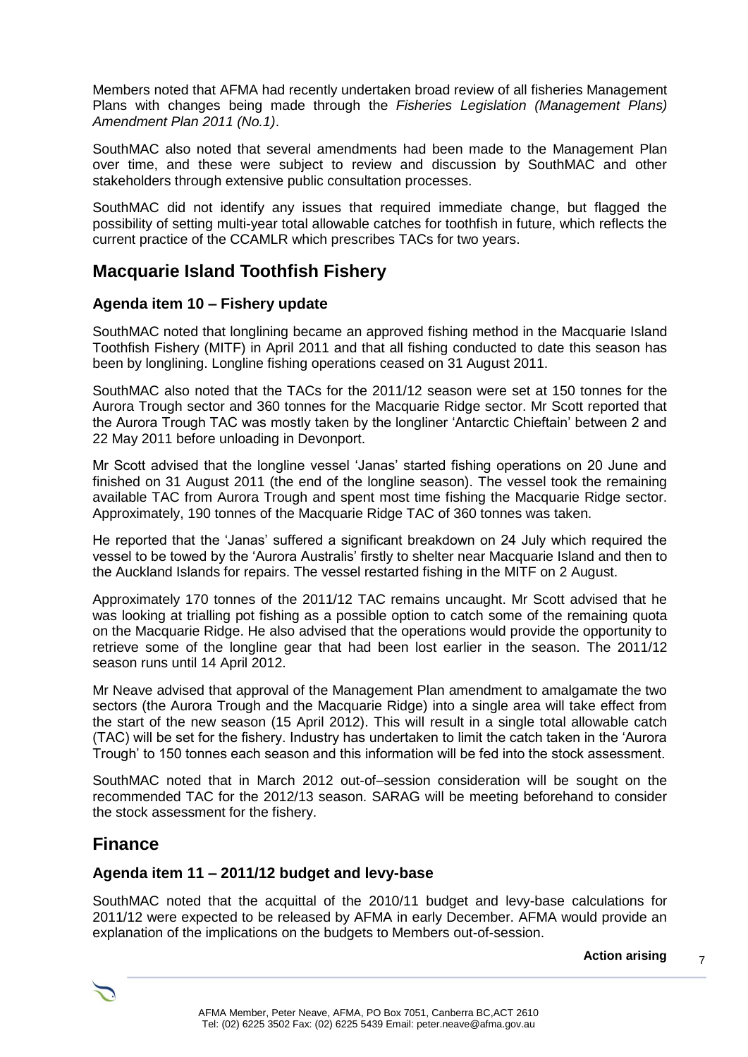Members noted that AFMA had recently undertaken broad review of all fisheries Management Plans with changes being made through the *Fisheries Legislation (Management Plans) Amendment Plan 2011 (No.1)*.

SouthMAC also noted that several amendments had been made to the Management Plan over time, and these were subject to review and discussion by SouthMAC and other stakeholders through extensive public consultation processes.

SouthMAC did not identify any issues that required immediate change, but flagged the possibility of setting multi-year total allowable catches for toothfish in future, which reflects the current practice of the CCAMLR which prescribes TACs for two years.

## Macquarie Island Toothfish Fishery

### Agenda item 10 – Fishery update

SouthMAC noted that longlining became an approved fishing method in the Macquarie Island Toothfish Fishery (MITF) in April 2011 and that all fishing conducted to date this season has been by longlining. Longline fishing operations ceased on 31 August 2011.

SouthMAC also noted that the TACs for the 2011/12 season were set at 150 tonnes for the Aurora Trough sector and 360 tonnes for the Macquarie Ridge sector. Mr Scott reported that the Aurora Trough TAC was mostly taken by the longliner 'Antarctic Chieftain' between 2 and 22 May 2011 before unloading in Devonport.

Mr Scott advised that the longline vessel 'Janas' started fishing operations on 20 June and finished on 31 August 2011 (the end of the longline season). The vessel took the remaining available TAC from Aurora Trough and spent most time fishing the Macquarie Ridge sector. Approximately, 190 tonnes of the Macquarie Ridge TAC of 360 tonnes was taken.

He reported that the 'Janas' suffered a significant breakdown on 24 July which required the vessel to be towed by the 'Aurora Australis' firstly to shelter near Macquarie Island and then to the Auckland Islands for repairs. The vessel restarted fishing in the MITF on 2 August.

Approximately 170 tonnes of the 2011/12 TAC remains uncaught. Mr Scott advised that he was looking at trialling pot fishing as a possible option to catch some of the remaining quota on the Macquarie Ridge. He also advised that the operations would provide the opportunity to retrieve some of the longline gear that had been lost earlier in the season. The 2011/12 season runs until 14 April 2012.

Mr Neave advised that approval of the Management Plan amendment to amalgamate the two sectors (the Aurora Trough and the Macquarie Ridge) into a single area will take effect from the start of the new season (15 April 2012). This will result in a single total allowable catch (TAC) will be set for the fishery. Industry has undertaken to limit the catch taken in the 'Aurora Trough' to 150 tonnes each season and this information will be fed into the stock assessment.

SouthMAC noted that in March 2012 out-of–session consideration will be sought on the recommended TAC for the 2012/13 season. SARAG will be meeting beforehand to consider the stock assessment for the fishery.

## Finance

### Agenda item 11 – 2011/12 budget and levy-base

SouthMAC noted that the acquittal of the 2010/11 budget and levy-base calculations for 2011/12 were expected to be released by AFMA in early December. AFMA would provide an explanation of the implications on the budgets to Members out-of-session.

**Action arising**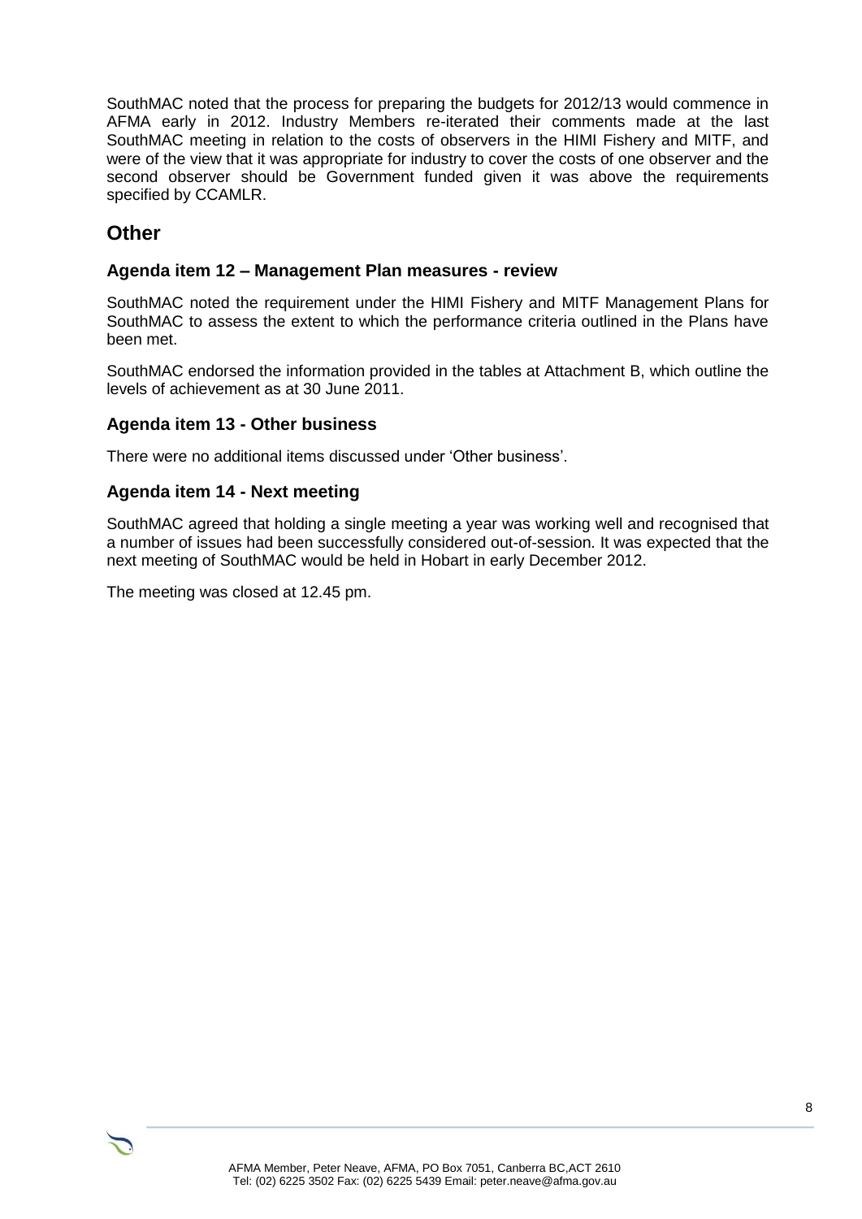SouthMAC noted that the process for preparing the budgets for 2012/13 would commence in AFMA early in 2012. Industry Members re-iterated their comments made at the last SouthMAC meeting in relation to the costs of observers in the HIMI Fishery and MITF, and were of the view that it was appropriate for industry to cover the costs of one observer and the second observer should be Government funded given it was above the requirements specified by CCAMLR.

## Other

### Agenda item 12 – Management Plan measures - review

SouthMAC noted the requirement under the HIMI Fishery and MITF Management Plans for SouthMAC to assess the extent to which the performance criteria outlined in the Plans have been met.

SouthMAC endorsed the information provided in the tables at Attachment B, which outline the levels of achievement as at 30 June 2011.

### Agenda item 13 - Other business

There were no additional items discussed under 'Other business'.

### Agenda item 14 - Next meeting

SouthMAC agreed that holding a single meeting a year was working well and recognised that a number of issues had been successfully considered out-of-session. It was expected that the next meeting of SouthMAC would be held in Hobart in early December 2012.

The meeting was closed at 12.45 pm.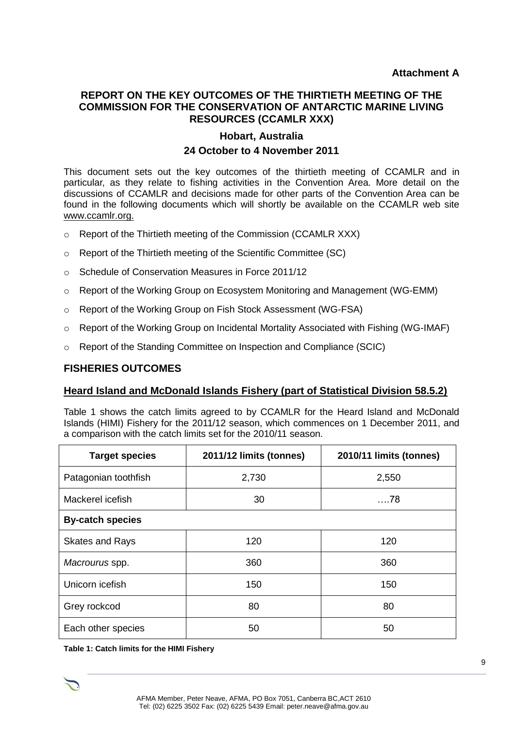**Attachment A**

## REPORT ON THE KEY OUTCOMES OF THE THIRTIETH MEETING OF THE COMMISSION FOR THE CONSERVATION OF ANTARCTIC MARINE LIVING RESOURCES (CCAMLR XXX)

### Hobart, Australia

### 24 October to 4 November 2011

This document sets out the key outcomes of the thirtieth meeting of CCAMLR and in particular, as they relate to fishing activities in the Convention Area. More detail on the discussions of CCAMLR and decisions made for other parts of the Convention Area can be found in the following documents which will shortly be available on the CCAMLR web site www.ccamlr.org.

- Report of the Thirtieth meeting of the Commission (CCAMLR XXX)
- Report of the Thirtieth meeting of the Scientific Committee (SC)
- Schedule of Conservation Measures in Force 2011/12
- Report of the Working Group on Ecosystem Monitoring and Management (WG-EMM)
- Report of the Working Group on Fish Stock Assessment (WG-FSA)
- Report of the Working Group on Incidental Mortality Associated with Fishing (WG-IMAF)
- Report of the Standing Committee on Inspection and Compliance (SCIC)

## FISHERIES OUTCOMES

### Heard Island and McDonald Islands Fishery (part of Statistical Division 58.5.2)

Table 1 shows the catch limits agreed to by CCAMLR for the Heard Island and McDonald Islands (HIMI) Fishery for the 2011/12 season, which commences on 1 December 2011, and a comparison with the catch limits set for the 2010/11 season.

| Target species | 2011/12 limits (tonnes) | 2010/11 limits (tonnes) |
|---|---|---|
| Patagonian toothfish | 2,730 | 2,550 |
| Mackerel icefish | 30 | ….78 |
| **By-catch species** | | |
| Skates and Rays | 120 | 120 |
| *Macrourus* spp. | 360 | 360 |
| Unicorn icefish | 150 | 150 |
| Grey rockcod | 80 | 80 |
| Each other species | 50 | 50 |

**Table 1: Catch limits for the HIMI Fishery**

AFMA Member, Peter Neave, AFMA, PO Box 7051, Canberra BC,ACT 2610
Tel: (02) 6225 3502 Fax: (02) 6225 5439 Email: peter.neave@afma.gov.au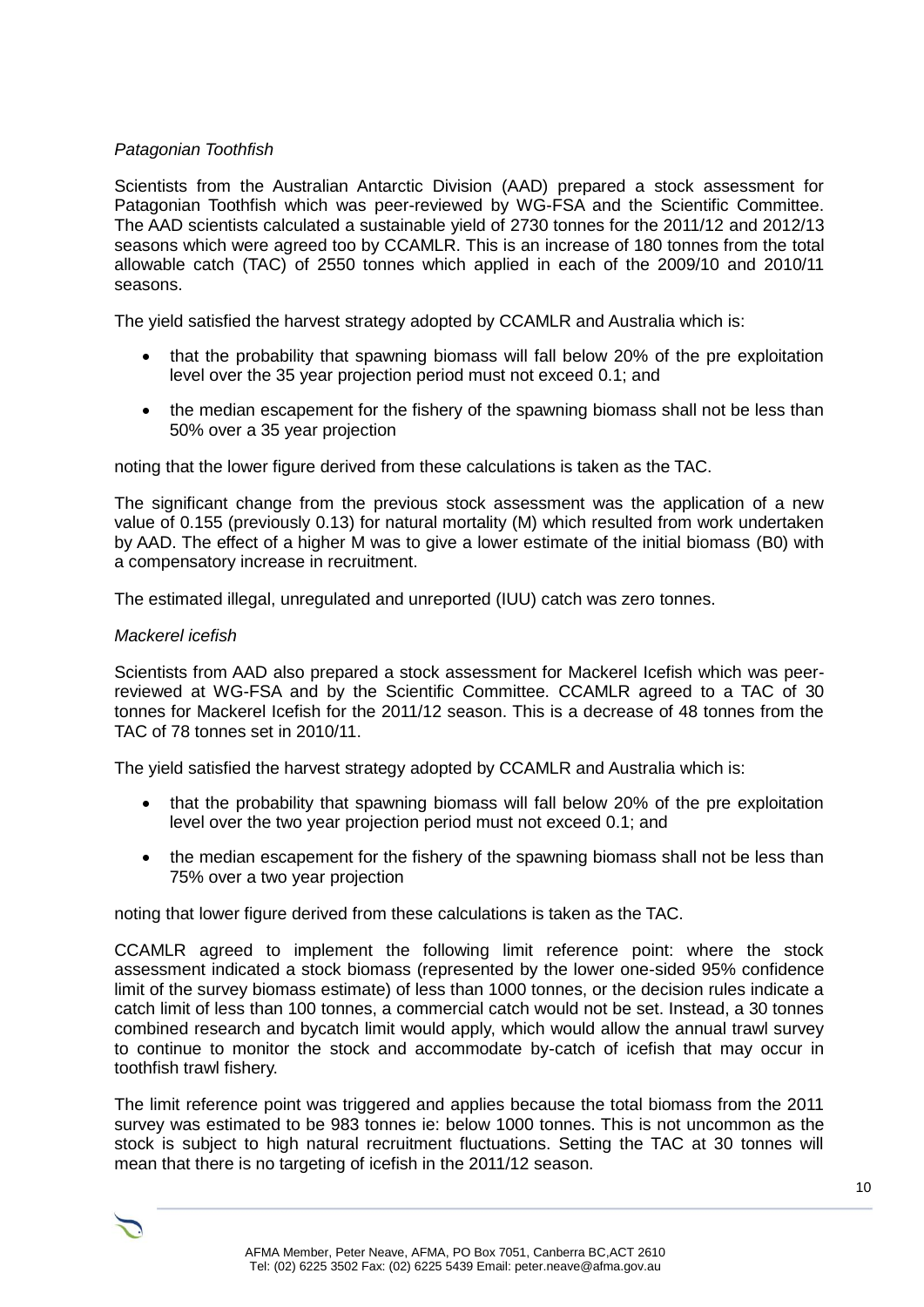*Patagonian Toothfish*

Scientists from the Australian Antarctic Division (AAD) prepared a stock assessment for Patagonian Toothfish which was peer-reviewed by WG-FSA and the Scientific Committee. The AAD scientists calculated a sustainable yield of 2730 tonnes for the 2011/12 and 2012/13 seasons which were agreed too by CCAMLR. This is an increase of 180 tonnes from the total allowable catch (TAC) of 2550 tonnes which applied in each of the 2009/10 and 2010/11 seasons.

The yield satisfied the harvest strategy adopted by CCAMLR and Australia which is:

- that the probability that spawning biomass will fall below 20% of the pre exploitation level over the 35 year projection period must not exceed 0.1; and
- the median escapement for the fishery of the spawning biomass shall not be less than 50% over a 35 year projection

noting that the lower figure derived from these calculations is taken as the TAC.

The significant change from the previous stock assessment was the application of a new value of 0.155 (previously 0.13) for natural mortality (M) which resulted from work undertaken by AAD. The effect of a higher M was to give a lower estimate of the initial biomass (B0) with a compensatory increase in recruitment.

The estimated illegal, unregulated and unreported (IUU) catch was zero tonnes.

*Mackerel icefish*

Scientists from AAD also prepared a stock assessment for Mackerel Icefish which was peer-reviewed at WG-FSA and by the Scientific Committee. CCAMLR agreed to a TAC of 30 tonnes for Mackerel Icefish for the 2011/12 season. This is a decrease of 48 tonnes from the TAC of 78 tonnes set in 2010/11.

The yield satisfied the harvest strategy adopted by CCAMLR and Australia which is:

- that the probability that spawning biomass will fall below 20% of the pre exploitation level over the two year projection period must not exceed 0.1; and
- the median escapement for the fishery of the spawning biomass shall not be less than 75% over a two year projection

noting that lower figure derived from these calculations is taken as the TAC.

CCAMLR agreed to implement the following limit reference point: where the stock assessment indicated a stock biomass (represented by the lower one-sided 95% confidence limit of the survey biomass estimate) of less than 1000 tonnes, or the decision rules indicate a catch limit of less than 100 tonnes, a commercial catch would not be set. Instead, a 30 tonnes combined research and bycatch limit would apply, which would allow the annual trawl survey to continue to monitor the stock and accommodate by-catch of icefish that may occur in toothfish trawl fishery.

The limit reference point was triggered and applies because the total biomass from the 2011 survey was estimated to be 983 tonnes ie: below 1000 tonnes. This is not uncommon as the stock is subject to high natural recruitment fluctuations. Setting the TAC at 30 tonnes will mean that there is no targeting of icefish in the 2011/12 season.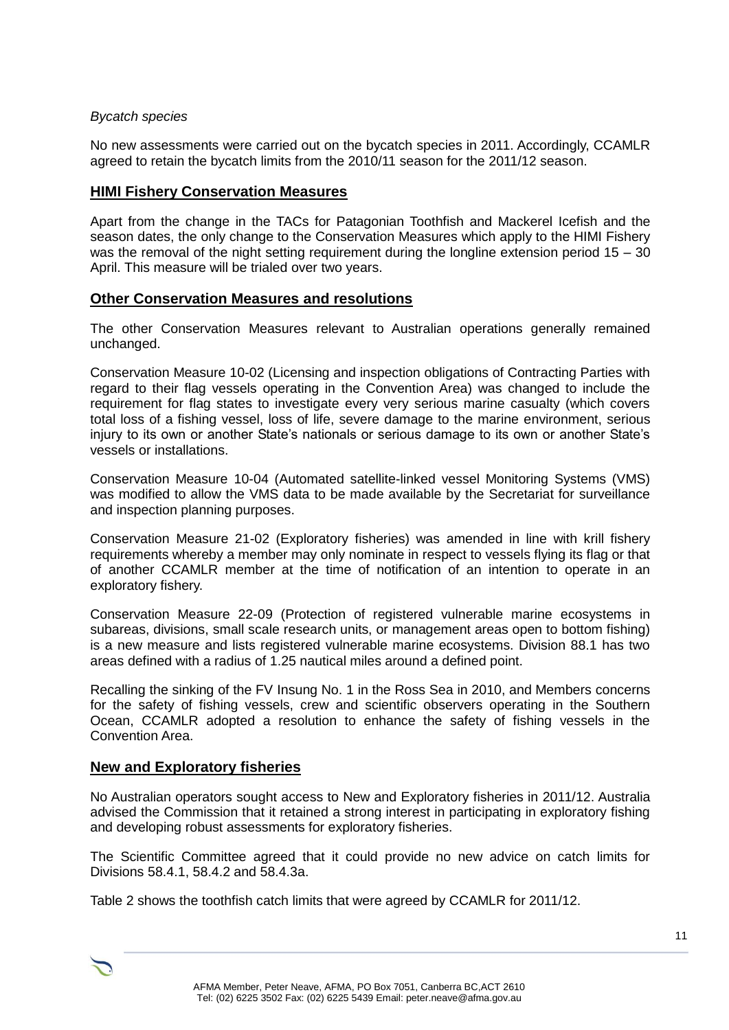*Bycatch species*

No new assessments were carried out on the bycatch species in 2011. Accordingly, CCAMLR agreed to retain the bycatch limits from the 2010/11 season for the 2011/12 season.

## HIMI Fishery Conservation Measures

Apart from the change in the TACs for Patagonian Toothfish and Mackerel Icefish and the season dates, the only change to the Conservation Measures which apply to the HIMI Fishery was the removal of the night setting requirement during the longline extension period 15 – 30 April. This measure will be trialed over two years.

## Other Conservation Measures and resolutions

The other Conservation Measures relevant to Australian operations generally remained unchanged.

Conservation Measure 10-02 (Licensing and inspection obligations of Contracting Parties with regard to their flag vessels operating in the Convention Area) was changed to include the requirement for flag states to investigate every very serious marine casualty (which covers total loss of a fishing vessel, loss of life, severe damage to the marine environment, serious injury to its own or another State's nationals or serious damage to its own or another State's vessels or installations.

Conservation Measure 10-04 (Automated satellite-linked vessel Monitoring Systems (VMS) was modified to allow the VMS data to be made available by the Secretariat for surveillance and inspection planning purposes.

Conservation Measure 21-02 (Exploratory fisheries) was amended in line with krill fishery requirements whereby a member may only nominate in respect to vessels flying its flag or that of another CCAMLR member at the time of notification of an intention to operate in an exploratory fishery.

Conservation Measure 22-09 (Protection of registered vulnerable marine ecosystems in subareas, divisions, small scale research units, or management areas open to bottom fishing) is a new measure and lists registered vulnerable marine ecosystems. Division 88.1 has two areas defined with a radius of 1.25 nautical miles around a defined point.

Recalling the sinking of the FV Insung No. 1 in the Ross Sea in 2010, and Members concerns for the safety of fishing vessels, crew and scientific observers operating in the Southern Ocean, CCAMLR adopted a resolution to enhance the safety of fishing vessels in the Convention Area.

## New and Exploratory fisheries

No Australian operators sought access to New and Exploratory fisheries in 2011/12. Australia advised the Commission that it retained a strong interest in participating in exploratory fishing and developing robust assessments for exploratory fisheries.

The Scientific Committee agreed that it could provide no new advice on catch limits for Divisions 58.4.1, 58.4.2 and 58.4.3a.

Table 2 shows the toothfish catch limits that were agreed by CCAMLR for 2011/12.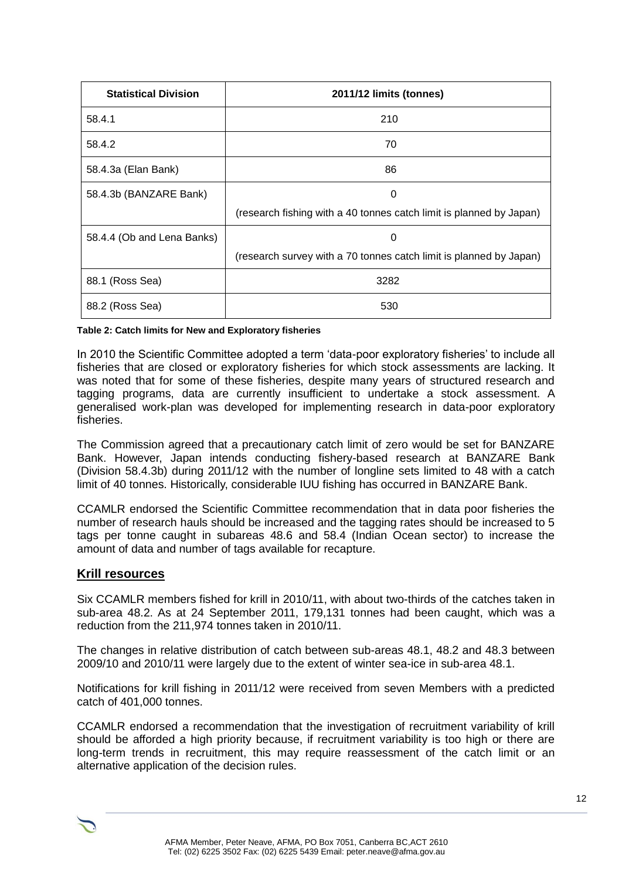| Statistical Division | 2011/12 limits (tonnes) |
|---|---|
| 58.4.1 | 210 |
| 58.4.2 | 70 |
| 58.4.3a (Elan Bank) | 86 |
| 58.4.3b (BANZARE Bank) | 0<br>(research fishing with a 40 tonnes catch limit is planned by Japan) |
| 58.4.4 (Ob and Lena Banks) | 0<br>(research survey with a 70 tonnes catch limit is planned by Japan) |
| 88.1 (Ross Sea) | 3282 |
| 88.2 (Ross Sea) | 530 |

**Table 2: Catch limits for New and Exploratory fisheries**

In 2010 the Scientific Committee adopted a term 'data-poor exploratory fisheries' to include all fisheries that are closed or exploratory fisheries for which stock assessments are lacking. It was noted that for some of these fisheries, despite many years of structured research and tagging programs, data are currently insufficient to undertake a stock assessment. A generalised work-plan was developed for implementing research in data-poor exploratory fisheries.

The Commission agreed that a precautionary catch limit of zero would be set for BANZARE Bank. However, Japan intends conducting fishery-based research at BANZARE Bank (Division 58.4.3b) during 2011/12 with the number of longline sets limited to 48 with a catch limit of 40 tonnes. Historically, considerable IUU fishing has occurred in BANZARE Bank.

CCAMLR endorsed the Scientific Committee recommendation that in data poor fisheries the number of research hauls should be increased and the tagging rates should be increased to 5 tags per tonne caught in subareas 48.6 and 58.4 (Indian Ocean sector) to increase the amount of data and number of tags available for recapture.

## Krill resources

Six CCAMLR members fished for krill in 2010/11, with about two-thirds of the catches taken in sub-area 48.2. As at 24 September 2011, 179,131 tonnes had been caught, which was a reduction from the 211,974 tonnes taken in 2010/11.

The changes in relative distribution of catch between sub-areas 48.1, 48.2 and 48.3 between 2009/10 and 2010/11 were largely due to the extent of winter sea-ice in sub-area 48.1.

Notifications for krill fishing in 2011/12 were received from seven Members with a predicted catch of 401,000 tonnes.

CCAMLR endorsed a recommendation that the investigation of recruitment variability of krill should be afforded a high priority because, if recruitment variability is too high or there are long-term trends in recruitment, this may require reassessment of the catch limit or an alternative application of the decision rules.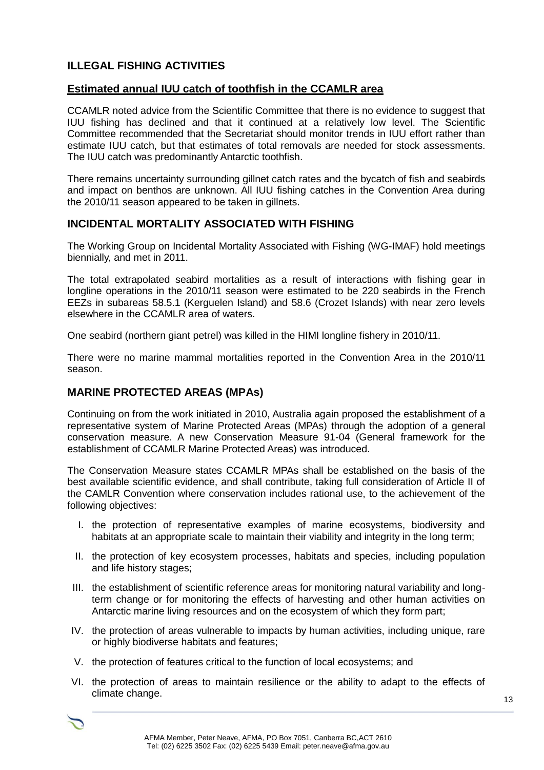## ILLEGAL FISHING ACTIVITIES

### Estimated annual IUU catch of toothfish in the CCAMLR area

CCAMLR noted advice from the Scientific Committee that there is no evidence to suggest that IUU fishing has declined and that it continued at a relatively low level. The Scientific Committee recommended that the Secretariat should monitor trends in IUU effort rather than estimate IUU catch, but that estimates of total removals are needed for stock assessments. The IUU catch was predominantly Antarctic toothfish.

There remains uncertainty surrounding gillnet catch rates and the bycatch of fish and seabirds and impact on benthos are unknown. All IUU fishing catches in the Convention Area during the 2010/11 season appeared to be taken in gillnets.

## INCIDENTAL MORTALITY ASSOCIATED WITH FISHING

The Working Group on Incidental Mortality Associated with Fishing (WG-IMAF) hold meetings biennially, and met in 2011.

The total extrapolated seabird mortalities as a result of interactions with fishing gear in longline operations in the 2010/11 season were estimated to be 220 seabirds in the French EEZs in subareas 58.5.1 (Kerguelen Island) and 58.6 (Crozet Islands) with near zero levels elsewhere in the CCAMLR area of waters.

One seabird (northern giant petrel) was killed in the HIMI longline fishery in 2010/11.

There were no marine mammal mortalities reported in the Convention Area in the 2010/11 season.

## MARINE PROTECTED AREAS (MPAs)

Continuing on from the work initiated in 2010, Australia again proposed the establishment of a representative system of Marine Protected Areas (MPAs) through the adoption of a general conservation measure. A new Conservation Measure 91-04 (General framework for the establishment of CCAMLR Marine Protected Areas) was introduced.

The Conservation Measure states CCAMLR MPAs shall be established on the basis of the best available scientific evidence, and shall contribute, taking full consideration of Article II of the CAMLR Convention where conservation includes rational use, to the achievement of the following objectives:

I. the protection of representative examples of marine ecosystems, biodiversity and habitats at an appropriate scale to maintain their viability and integrity in the long term;

II. the protection of key ecosystem processes, habitats and species, including population and life history stages;

III. the establishment of scientific reference areas for monitoring natural variability and long-term change or for monitoring the effects of harvesting and other human activities on Antarctic marine living resources and on the ecosystem of which they form part;

IV. the protection of areas vulnerable to impacts by human activities, including unique, rare or highly biodiverse habitats and features;

V. the protection of features critical to the function of local ecosystems; and

VI. the protection of areas to maintain resilience or the ability to adapt to the effects of climate change.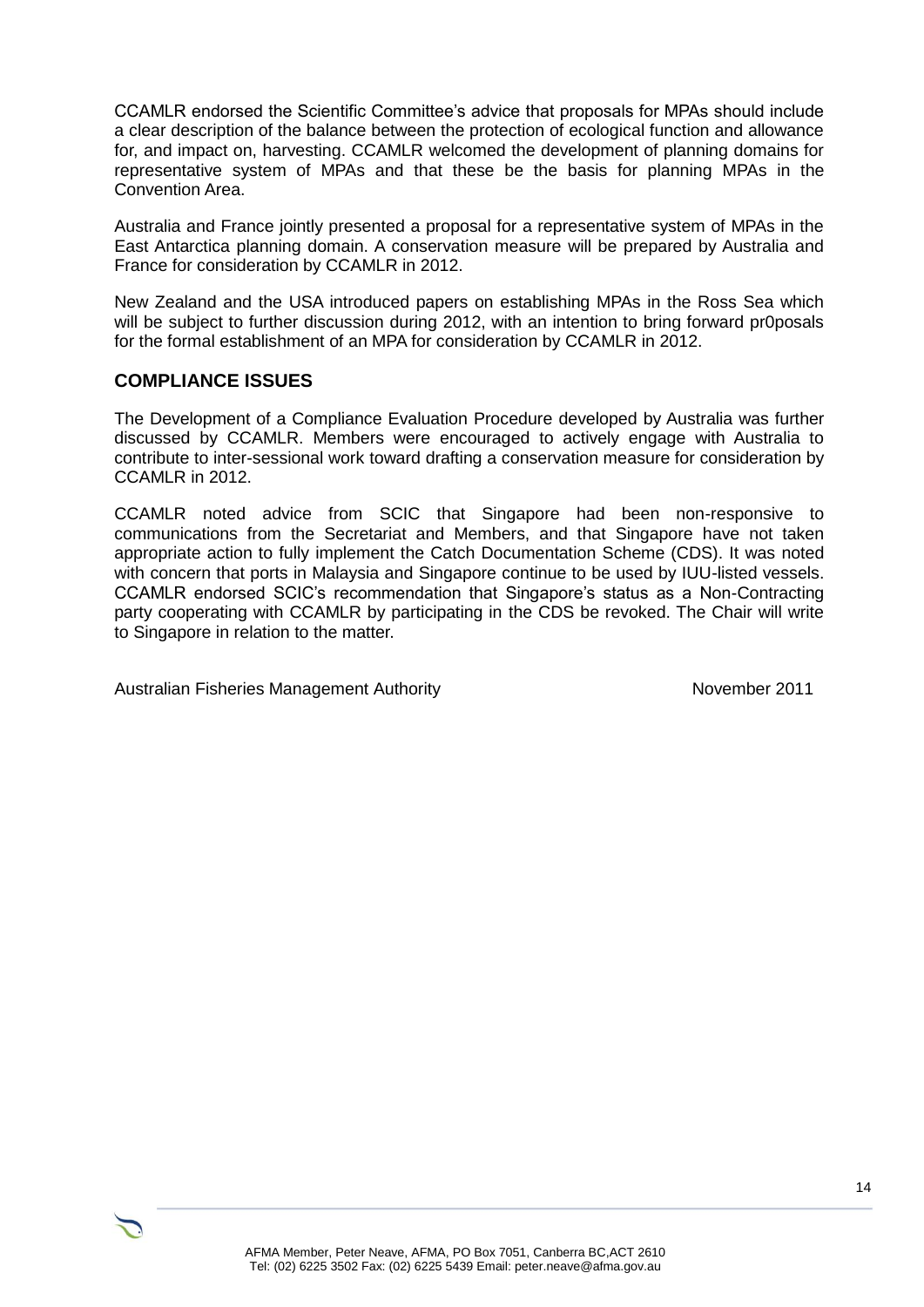CCAMLR endorsed the Scientific Committee's advice that proposals for MPAs should include a clear description of the balance between the protection of ecological function and allowance for, and impact on, harvesting. CCAMLR welcomed the development of planning domains for representative system of MPAs and that these be the basis for planning MPAs in the Convention Area.

Australia and France jointly presented a proposal for a representative system of MPAs in the East Antarctica planning domain. A conservation measure will be prepared by Australia and France for consideration by CCAMLR in 2012.

New Zealand and the USA introduced papers on establishing MPAs in the Ross Sea which will be subject to further discussion during 2012, with an intention to bring forward pr0posals for the formal establishment of an MPA for consideration by CCAMLR in 2012.

## COMPLIANCE ISSUES

The Development of a Compliance Evaluation Procedure developed by Australia was further discussed by CCAMLR. Members were encouraged to actively engage with Australia to contribute to inter-sessional work toward drafting a conservation measure for consideration by CCAMLR in 2012.

CCAMLR noted advice from SCIC that Singapore had been non-responsive to communications from the Secretariat and Members, and that Singapore have not taken appropriate action to fully implement the Catch Documentation Scheme (CDS). It was noted with concern that ports in Malaysia and Singapore continue to be used by IUU-listed vessels. CCAMLR endorsed SCIC's recommendation that Singapore's status as a Non-Contracting party cooperating with CCAMLR by participating in the CDS be revoked. The Chair will write to Singapore in relation to the matter.

Australian Fisheries Management Authority November 2011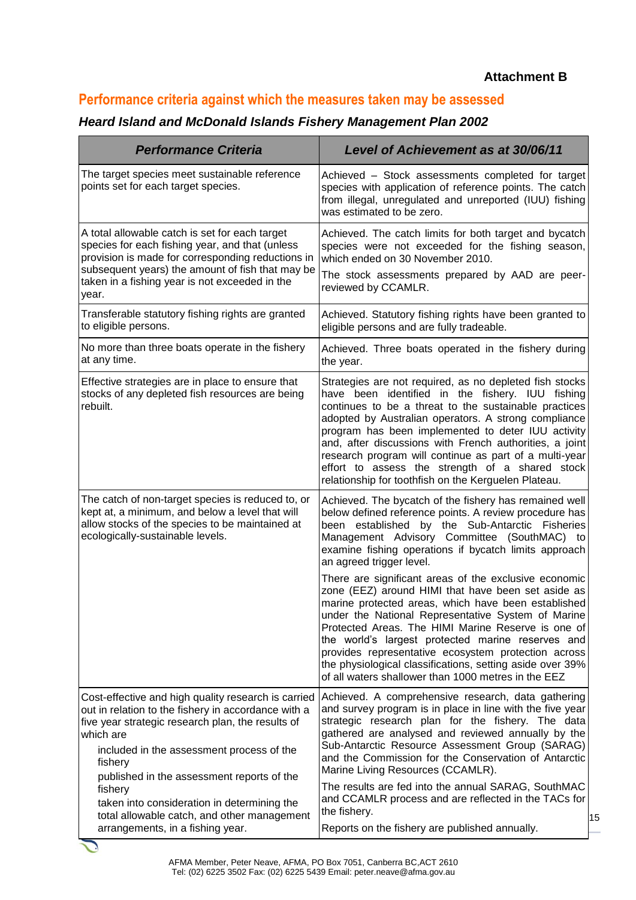**Attachment B**

## Performance criteria against which the measures taken may be assessed

### *Heard Island and McDonald Islands Fishery Management Plan 2002*

| *Performance Criteria* | *Level of Achievement as at 30/06/11* |
|---|---|
| The target species meet sustainable reference points set for each target species. | Achieved – Stock assessments completed for target species with application of reference points. The catch from illegal, unregulated and unreported (IUU) fishing was estimated to be zero. |
| A total allowable catch is set for each target species for each fishing year, and that (unless provision is made for corresponding reductions in subsequent years) the amount of fish that may be taken in a fishing year is not exceeded in the year. | Achieved. The catch limits for both target and bycatch species were not exceeded for the fishing season, which ended on 30 November 2010.<br><br>The stock assessments prepared by AAD are peer-reviewed by CCAMLR. |
| Transferable statutory fishing rights are granted to eligible persons. | Achieved. Statutory fishing rights have been granted to eligible persons and are fully tradeable. |
| No more than three boats operate in the fishery at any time. | Achieved. Three boats operated in the fishery during the year. |
| Effective strategies are in place to ensure that stocks of any depleted fish resources are being rebuilt. | Strategies are not required, as no depleted fish stocks have been identified in the fishery. IUU fishing continues to be a threat to the sustainable practices adopted by Australian operators. A strong compliance program has been implemented to deter IUU activity and, after discussions with French authorities, a joint research program will continue as part of a multi-year effort to assess the strength of a shared stock relationship for toothfish on the Kerguelen Plateau. |
| The catch of non-target species is reduced to, or kept at, a minimum, and below a level that will allow stocks of the species to be maintained at ecologically-sustainable levels. | Achieved. The bycatch of the fishery has remained well below defined reference points. A review procedure has been established by the Sub-Antarctic Fisheries Management Advisory Committee (SouthMAC) to examine fishing operations if bycatch limits approach an agreed trigger level.<br><br>There are significant areas of the exclusive economic zone (EEZ) around HIMI that have been set aside as marine protected areas, which have been established under the National Representative System of Marine Protected Areas. The HIMI Marine Reserve is one of the world's largest protected marine reserves and provides representative ecosystem protection across the physiological classifications, setting aside over 39% of all waters shallower than 1000 metres in the EEZ |
| Cost-effective and high quality research is carried out in relation to the fishery in accordance with a five year strategic research plan, the results of which are<br>included in the assessment process of the fishery<br>published in the assessment reports of the fishery<br>taken into consideration in determining the total allowable catch, and other management arrangements, in a fishing year. | Achieved. A comprehensive research, data gathering and survey program is in place in line with the five year strategic research plan for the fishery. The data gathered are analysed and reviewed annually by the Sub-Antarctic Resource Assessment Group (SARAG) and the Commission for the Conservation of Antarctic Marine Living Resources (CCAMLR).<br><br>The results are fed into the annual SARAG, SouthMAC and CCAMLR process and are reflected in the TACs for the fishery.<br><br>Reports on the fishery are published annually. |

AFMA Member, Peter Neave, AFMA, PO Box 7051, Canberra BC,ACT 2610
Tel: (02) 6225 3502 Fax: (02) 6225 5439 Email: peter.neave@afma.gov.au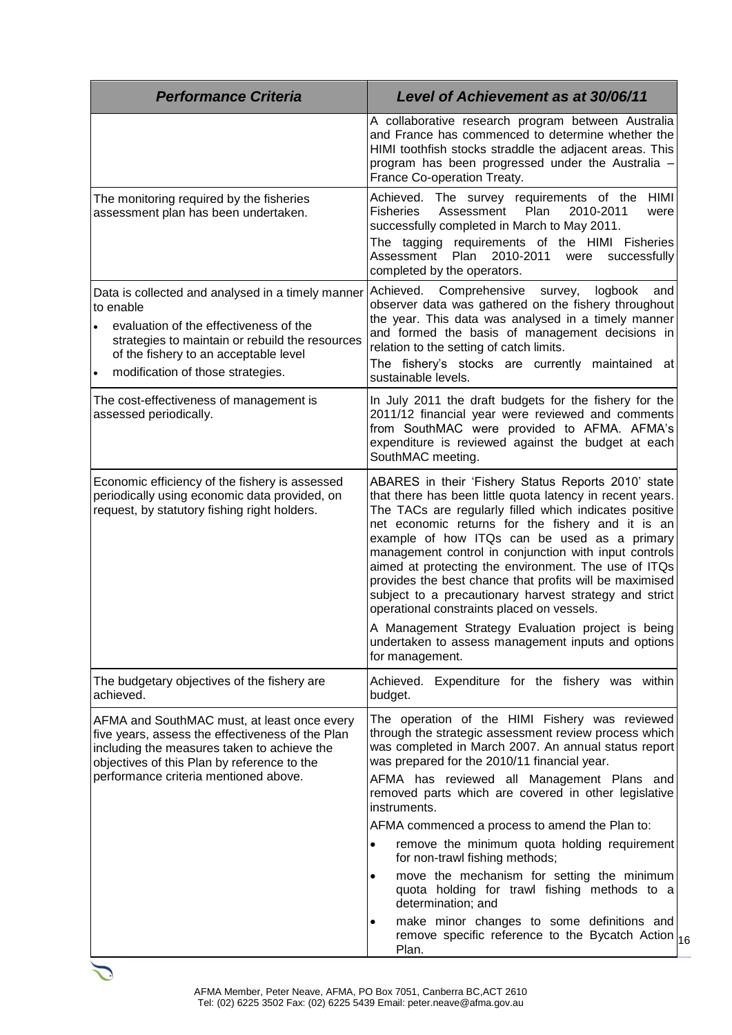| *Performance Criteria* | *Level of Achievement as at 30/06/11* |
|---|---|
| | A collaborative research program between Australia and France has commenced to determine whether the HIMI toothfish stocks straddle the adjacent areas. This program has been progressed under the Australia – France Co-operation Treaty. |
| The monitoring required by the fisheries assessment plan has been undertaken. | Achieved. The survey requirements of the HIMI Fisheries Assessment Plan 2010-2011 were successfully completed in March to May 2011.<br>The tagging requirements of the HIMI Fisheries Assessment Plan 2010-2011 were successfully completed by the operators. |
| Data is collected and analysed in a timely manner to enable<br>• evaluation of the effectiveness of the strategies to maintain or rebuild the resources of the fishery to an acceptable level<br>• modification of those strategies. | Achieved. Comprehensive survey, logbook and observer data was gathered on the fishery throughout the year. This data was analysed in a timely manner and formed the basis of management decisions in relation to the setting of catch limits.<br>The fishery's stocks are currently maintained at sustainable levels. |
| The cost-effectiveness of management is assessed periodically. | In July 2011 the draft budgets for the fishery for the 2011/12 financial year were reviewed and comments from SouthMAC were provided to AFMA. AFMA's expenditure is reviewed against the budget at each SouthMAC meeting. |
| Economic efficiency of the fishery is assessed periodically using economic data provided, on request, by statutory fishing right holders. | ABARES in their 'Fishery Status Reports 2010' state that there has been little quota latency in recent years. The TACs are regularly filled which indicates positive net economic returns for the fishery and it is an example of how ITQs can be used as a primary management control in conjunction with input controls aimed at protecting the environment. The use of ITQs provides the best chance that profits will be maximised subject to a precautionary harvest strategy and strict operational constraints placed on vessels.<br>A Management Strategy Evaluation project is being undertaken to assess management inputs and options for management. |
| The budgetary objectives of the fishery are achieved. | Achieved. Expenditure for the fishery was within budget. |
| AFMA and SouthMAC must, at least once every five years, assess the effectiveness of the Plan including the measures taken to achieve the objectives of this Plan by reference to the performance criteria mentioned above. | The operation of the HIMI Fishery was reviewed through the strategic assessment review process which was completed in March 2007. An annual status report was prepared for the 2010/11 financial year.<br>AFMA has reviewed all Management Plans and removed parts which are covered in other legislative instruments.<br>AFMA commenced a process to amend the Plan to:<br>• remove the minimum quota holding requirement for non-trawl fishing methods;<br>• move the mechanism for setting the minimum quota holding for trawl fishing methods to a determination; and<br>• make minor changes to some definitions and remove specific reference to the Bycatch Action Plan. |

AFMA Member, Peter Neave, AFMA, PO Box 7051, Canberra BC,ACT 2610
Tel: (02) 6225 3502 Fax: (02) 6225 5439 Email: peter.neave@afma.gov.au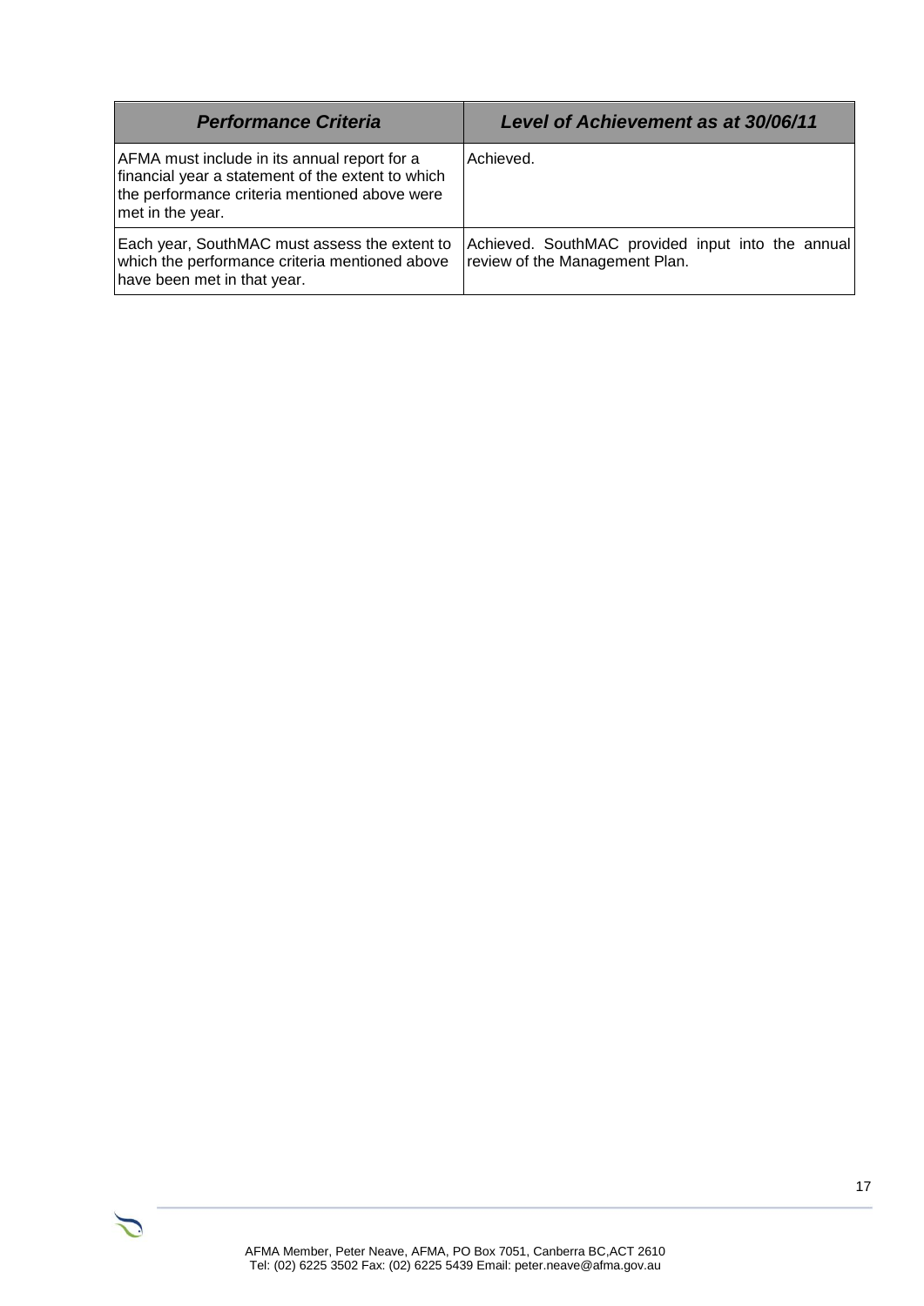| *Performance Criteria* | *Level of Achievement as at 30/06/11* |
|---|---|
| AFMA must include in its annual report for a financial year a statement of the extent to which the performance criteria mentioned above were met in the year. | Achieved. |
| Each year, SouthMAC must assess the extent to which the performance criteria mentioned above have been met in that year. | Achieved. SouthMAC provided input into the annual review of the Management Plan. |

AFMA Member, Peter Neave, AFMA, PO Box 7051, Canberra BC,ACT 2610
Tel: (02) 6225 3502 Fax: (02) 6225 5439 Email: peter.neave@afma.gov.au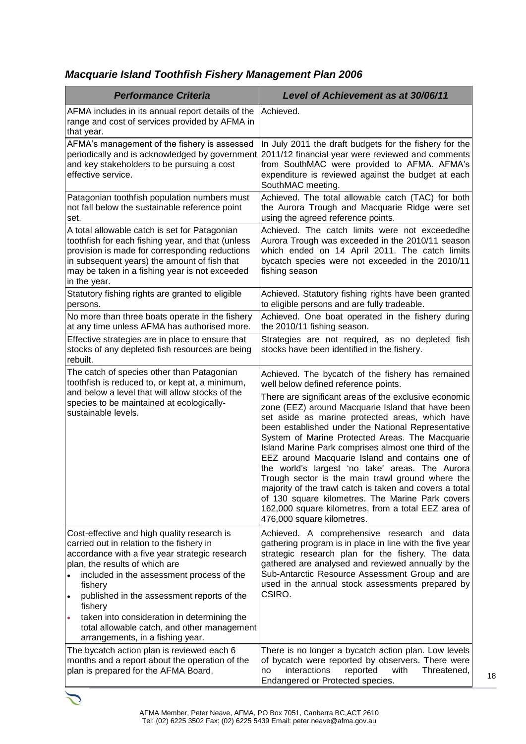## *Macquarie Island Toothfish Fishery Management Plan 2006*

| *Performance Criteria* | *Level of Achievement as at 30/06/11* |
|---|---|
| AFMA includes in its annual report details of the range and cost of services provided by AFMA in that year. | Achieved. |
| AFMA's management of the fishery is assessed periodically and is acknowledged by government and key stakeholders to be pursuing a cost effective service. | In July 2011 the draft budgets for the fishery for the 2011/12 financial year were reviewed and comments from SouthMAC were provided to AFMA. AFMA's expenditure is reviewed against the budget at each SouthMAC meeting. |
| Patagonian toothfish population numbers must not fall below the sustainable reference point set. | Achieved. The total allowable catch (TAC) for both the Aurora Trough and Macquarie Ridge were set using the agreed reference points. |
| A total allowable catch is set for Patagonian toothfish for each fishing year, and that (unless provision is made for corresponding reductions in subsequent years) the amount of fish that may be taken in a fishing year is not exceeded in the year. | Achieved. The catch limits were not exceededhe Aurora Trough was exceeded in the 2010/11 season which ended on 14 April 2011. The catch limits bycatch species were not exceeded in the 2010/11 fishing season |
| Statutory fishing rights are granted to eligible persons. | Achieved. Statutory fishing rights have been granted to eligible persons and are fully tradeable. |
| No more than three boats operate in the fishery at any time unless AFMA has authorised more. | Achieved. One boat operated in the fishery during the 2010/11 fishing season. |
| Effective strategies are in place to ensure that stocks of any depleted fish resources are being rebuilt. | Strategies are not required, as no depleted fish stocks have been identified in the fishery. |
| The catch of species other than Patagonian toothfish is reduced to, or kept at, a minimum, and below a level that will allow stocks of the species to be maintained at ecologically-sustainable levels. | Achieved. The bycatch of the fishery has remained well below defined reference points.<br><br>There are significant areas of the exclusive economic zone (EEZ) around Macquarie Island that have been set aside as marine protected areas, which have been established under the National Representative System of Marine Protected Areas. The Macquarie Island Marine Park comprises almost one third of the EEZ around Macquarie Island and contains one of the world's largest 'no take' areas. The Aurora Trough sector is the main trawl ground where the majority of the trawl catch is taken and covers a total of 130 square kilometres. The Marine Park covers 162,000 square kilometres, from a total EEZ area of 476,000 square kilometres. |
| Cost-effective and high quality research is carried out in relation to the fishery in accordance with a five year strategic research plan, the results of which are<br>• included in the assessment process of the fishery<br>• published in the assessment reports of the fishery<br>• taken into consideration in determining the total allowable catch, and other management arrangements, in a fishing year. | Achieved. A comprehensive research and data gathering program is in place in line with the five year strategic research plan for the fishery. The data gathered are analysed and reviewed annually by the Sub-Antarctic Resource Assessment Group and are used in the annual stock assessments prepared by CSIRO. |
| The bycatch action plan is reviewed each 6 months and a report about the operation of the plan is prepared for the AFMA Board. | There is no longer a bycatch action plan. Low levels of bycatch were reported by observers. There were no interactions reported with Threatened, Endangered or Protected species. |

AFMA Member, Peter Neave, AFMA, PO Box 7051, Canberra BC,ACT 2610
Tel: (02) 6225 3502 Fax: (02) 6225 5439 Email: peter.neave@afma.gov.au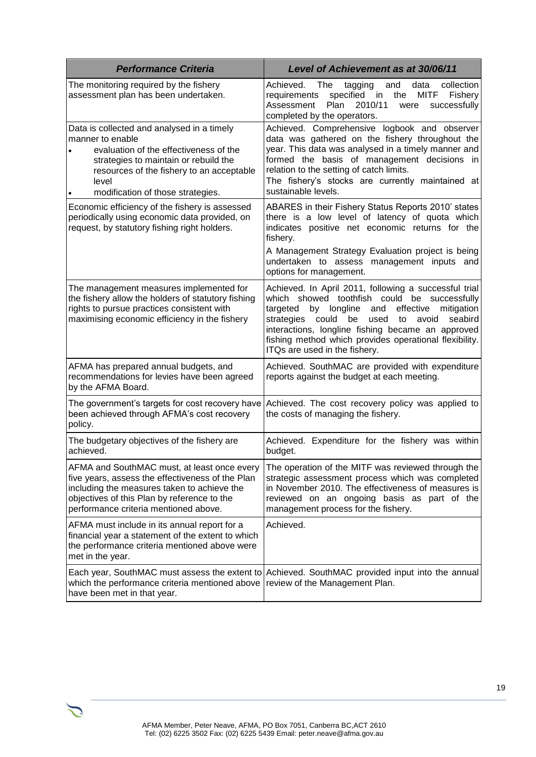| *Performance Criteria* | *Level of Achievement as at 30/06/11* |
|---|---|
| The monitoring required by the fishery assessment plan has been undertaken. | Achieved. The tagging and data collection requirements specified in the MITF Fishery Assessment Plan 2010/11 were successfully completed by the operators. |
| Data is collected and analysed in a timely manner to enable<br>• evaluation of the effectiveness of the strategies to maintain or rebuild the resources of the fishery to an acceptable level<br>• modification of those strategies. | Achieved. Comprehensive logbook and observer data was gathered on the fishery throughout the year. This data was analysed in a timely manner and formed the basis of management decisions in relation to the setting of catch limits.<br>The fishery's stocks are currently maintained at sustainable levels. |
| Economic efficiency of the fishery is assessed periodically using economic data provided, on request, by statutory fishing right holders. | ABARES in their Fishery Status Reports 2010' states there is a low level of latency of quota which indicates positive net economic returns for the fishery.<br>A Management Strategy Evaluation project is being undertaken to assess management inputs and options for management. |
| The management measures implemented for the fishery allow the holders of statutory fishing rights to pursue practices consistent with maximising economic efficiency in the fishery | Achieved. In April 2011, following a successful trial which showed toothfish could be successfully targeted by longline and effective mitigation strategies could be used to avoid seabird interactions, longline fishing became an approved fishing method which provides operational flexibility. ITQs are used in the fishery. |
| AFMA has prepared annual budgets, and recommendations for levies have been agreed by the AFMA Board. | Achieved. SouthMAC are provided with expenditure reports against the budget at each meeting. |
| The government's targets for cost recovery have been achieved through AFMA's cost recovery policy. | Achieved. The cost recovery policy was applied to the costs of managing the fishery. |
| The budgetary objectives of the fishery are achieved. | Achieved. Expenditure for the fishery was within budget. |
| AFMA and SouthMAC must, at least once every five years, assess the effectiveness of the Plan including the measures taken to achieve the objectives of this Plan by reference to the performance criteria mentioned above. | The operation of the MITF was reviewed through the strategic assessment process which was completed in November 2010. The effectiveness of measures is reviewed on an ongoing basis as part of the management process for the fishery. |
| AFMA must include in its annual report for a financial year a statement of the extent to which the performance criteria mentioned above were met in the year. | Achieved. |
| Each year, SouthMAC must assess the extent to which the performance criteria mentioned above have been met in that year. | Achieved. SouthMAC provided input into the annual review of the Management Plan. |